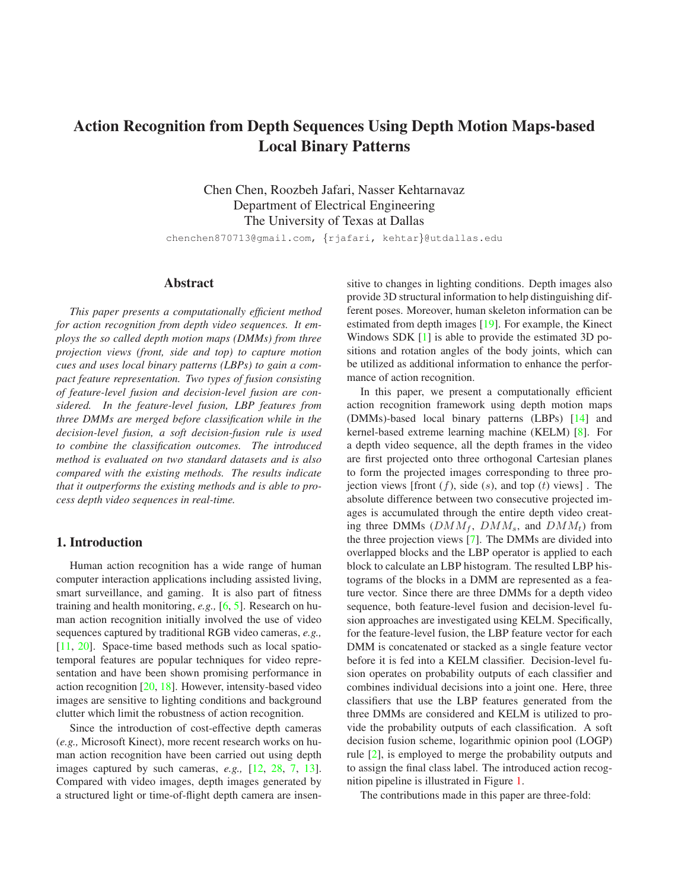# Action Recognition from Depth Sequences Using Depth Motion Maps-based Local Binary Patterns

Chen Chen, Roozbeh Jafari, Nasser Kehtarnavaz
Department of Electrical Engineering
The University of Texas at Dallas

chenchen870713@gmail.com, {rjafari, kehtar}@utdallas.edu

## Abstract

*This paper presents a computationally efficient method for action recognition from depth video sequences. It employs the so called depth motion maps (DMMs) from three projection views (front, side and top) to capture motion cues and uses local binary patterns (LBPs) to gain a compact feature representation. Two types of fusion consisting of feature-level fusion and decision-level fusion are considered. In the feature-level fusion, LBP features from three DMMs are merged before classification while in the decision-level fusion, a soft decision-fusion rule is used to combine the classification outcomes. The introduced method is evaluated on two standard datasets and is also compared with the existing methods. The results indicate that it outperforms the existing methods and is able to process depth video sequences in real-time.*

## 1. Introduction

Human action recognition has a wide range of human computer interaction applications including assisted living, smart surveillance, and gaming. It is also part of fitness training and health monitoring, *e.g.,* [6, 5]. Research on human action recognition initially involved the use of video sequences captured by traditional RGB video cameras, *e.g.,* [11, 20]. Space-time based methods such as local spatio-temporal features are popular techniques for video representation and have been shown promising performance in action recognition [20, 18]. However, intensity-based video images are sensitive to lighting conditions and background clutter which limit the robustness of action recognition.

Since the introduction of cost-effective depth cameras (*e.g.,* Microsoft Kinect), more recent research works on human action recognition have been carried out using depth images captured by such cameras, *e.g.,* [12, 28, 7, 13]. Compared with video images, depth images generated by a structured light or time-of-flight depth camera are insensitive to changes in lighting conditions. Depth images also provide 3D structural information to help distinguishing different poses. Moreover, human skeleton information can be estimated from depth images [19]. For example, the Kinect Windows SDK [1] is able to provide the estimated 3D positions and rotation angles of the body joints, which can be utilized as additional information to enhance the performance of action recognition.

In this paper, we present a computationally efficient action recognition framework using depth motion maps (DMMs)-based local binary patterns (LBPs) [14] and kernel-based extreme learning machine (KELM) [8]. For a depth video sequence, all the depth frames in the video are first projected onto three orthogonal Cartesian planes to form the projected images corresponding to three projection views [front ($f$), side ($s$), and top ($t$) views] . The absolute difference between two consecutive projected images is accumulated through the entire depth video creating three DMMs ($DMM_f$, $DMM_s$, and $DMM_t$) from the three projection views [7]. The DMMs are divided into overlapped blocks and the LBP operator is applied to each block to calculate an LBP histogram. The resulted LBP histograms of the blocks in a DMM are represented as a feature vector. Since there are three DMMs for a depth video sequence, both feature-level fusion and decision-level fusion approaches are investigated using KELM. Specifically, for the feature-level fusion, the LBP feature vector for each DMM is concatenated or stacked as a single feature vector before it is fed into a KELM classifier. Decision-level fusion operates on probability outputs of each classifier and combines individual decisions into a joint one. Here, three classifiers that use the LBP features generated from the three DMMs are considered and KELM is utilized to provide the probability outputs of each classification. A soft decision fusion scheme, logarithmic opinion pool (LOGP) rule [2], is employed to merge the probability outputs and to assign the final class label. The introduced action recognition pipeline is illustrated in Figure 1.

The contributions made in this paper are three-fold: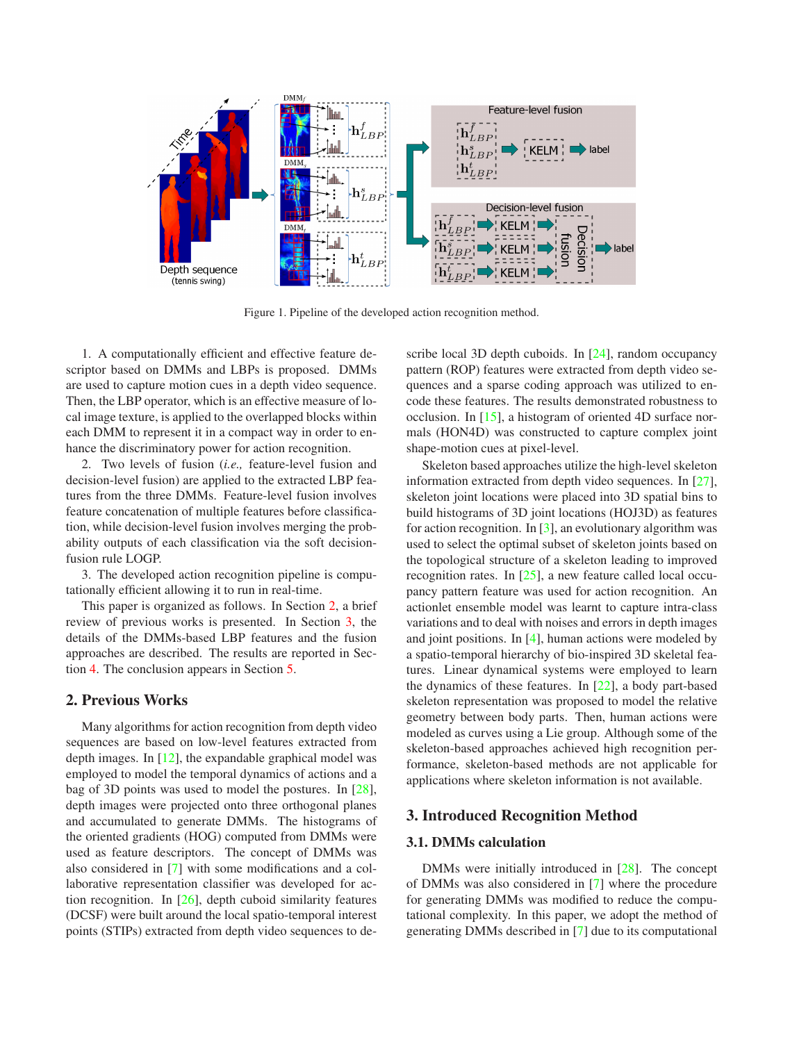Figure 1. Pipeline of the developed action recognition method.

1. A computationally efficient and effective feature descriptor based on DMMs and LBPs is proposed. DMMs are used to capture motion cues in a depth video sequence. Then, the LBP operator, which is an effective measure of local image texture, is applied to the overlapped blocks within each DMM to represent it in a compact way in order to enhance the discriminatory power for action recognition.

2. Two levels of fusion (*i.e.,* feature-level fusion and decision-level fusion) are applied to the extracted LBP features from the three DMMs. Feature-level fusion involves feature concatenation of multiple features before classification, while decision-level fusion involves merging the probability outputs of each classification via the soft decision-fusion rule LOGP.

3. The developed action recognition pipeline is computationally efficient allowing it to run in real-time.

This paper is organized as follows. In Section 2, a brief review of previous works is presented. In Section 3, the details of the DMMs-based LBP features and the fusion approaches are described. The results are reported in Section 4. The conclusion appears in Section 5.

## 2. Previous Works

Many algorithms for action recognition from depth video sequences are based on low-level features extracted from depth images. In [12], the expandable graphical model was employed to model the temporal dynamics of actions and a bag of 3D points was used to model the postures. In [28], depth images were projected onto three orthogonal planes and accumulated to generate DMMs. The histograms of the oriented gradients (HOG) computed from DMMs were used as feature descriptors. The concept of DMMs was also considered in [7] with some modifications and a collaborative representation classifier was developed for action recognition. In [26], depth cuboid similarity features (DCSF) were built around the local spatio-temporal interest points (STIPs) extracted from depth video sequences to describe local 3D depth cuboids. In [24], random occupancy pattern (ROP) features were extracted from depth video sequences and a sparse coding approach was utilized to encode these features. The results demonstrated robustness to occlusion. In [15], a histogram of oriented 4D surface normals (HON4D) was constructed to capture complex joint shape-motion cues at pixel-level.

Skeleton based approaches utilize the high-level skeleton information extracted from depth video sequences. In [27], skeleton joint locations were placed into 3D spatial bins to build histograms of 3D joint locations (HOJ3D) as features for action recognition. In [3], an evolutionary algorithm was used to select the optimal subset of skeleton joints based on the topological structure of a skeleton leading to improved recognition rates. In [25], a new feature called local occupancy pattern feature was used for action recognition. An actionlet ensemble model was learnt to capture intra-class variations and to deal with noises and errors in depth images and joint positions. In [4], human actions were modeled by a spatio-temporal hierarchy of bio-inspired 3D skeletal features. Linear dynamical systems were employed to learn the dynamics of these features. In [22], a body part-based skeleton representation was proposed to model the relative geometry between body parts. Then, human actions were modeled as curves using a Lie group. Although some of the skeleton-based approaches achieved high recognition performance, skeleton-based methods are not applicable for applications where skeleton information is not available.

## 3. Introduced Recognition Method

### 3.1. DMMs calculation

DMMs were initially introduced in [28]. The concept of DMMs was also considered in [7] where the procedure for generating DMMs was modified to reduce the computational complexity. In this paper, we adopt the method of generating DMMs described in [7] due to its computational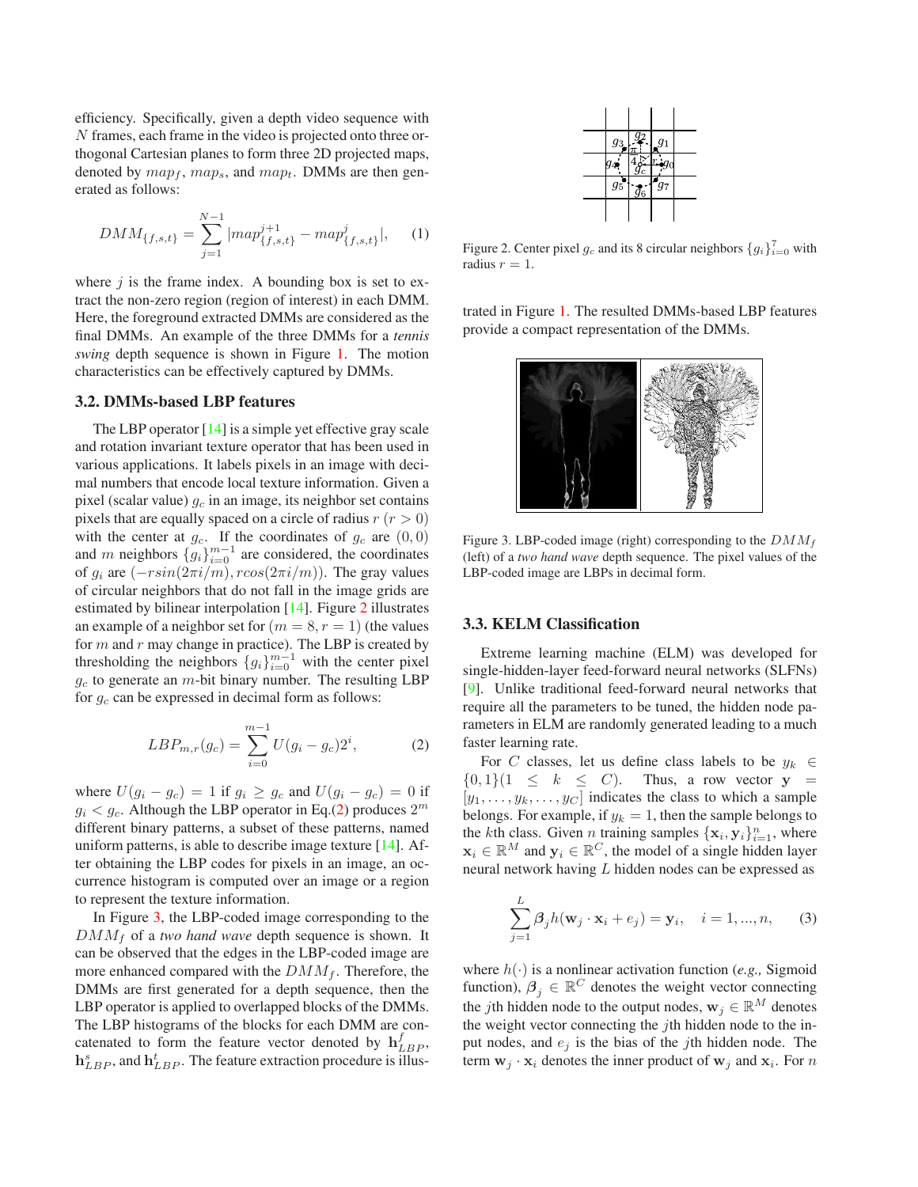efficiency. Specifically, given a depth video sequence with $N$ frames, each frame in the video is projected onto three orthogonal Cartesian planes to form three 2D projected maps, denoted by $map_f$, $map_s$, and $map_t$. DMMs are then generated as follows:

$$DMM_{\{f,s,t\}} = \sum_{j=1}^{N-1} |map^{j+1}_{\{f,s,t\}} - map^{j}_{\{f,s,t\}}|, \quad (1)$$

where $j$ is the frame index. A bounding box is set to extract the non-zero region (region of interest) in each DMM. Here, the foreground extracted DMMs are considered as the final DMMs. An example of the three DMMs for a *tennis swing* depth sequence is shown in Figure 1. The motion characteristics can be effectively captured by DMMs.

### 3.2. DMMs-based LBP features

The LBP operator [14] is a simple yet effective gray scale and rotation invariant texture operator that has been used in various applications. It labels pixels in an image with decimal numbers that encode local texture information. Given a pixel (scalar value) $g_c$ in an image, its neighbor set contains pixels that are equally spaced on a circle of radius $r$ ($r > 0$) with the center at $g_c$. If the coordinates of $g_c$ are $(0, 0)$ and $m$ neighbors $\{g_i\}_{i=0}^{m-1}$ are considered, the coordinates of $g_i$ are $(-r sin(2\pi i/m), r cos(2\pi i/m))$. The gray values of circular neighbors that do not fall in the image grids are estimated by bilinear interpolation [14]. Figure 2 illustrates an example of a neighbor set for ($m = 8, r = 1$) (the values for $m$ and $r$ may change in practice). The LBP is created by thresholding the neighbors $\{g_i\}_{i=0}^{m-1}$ with the center pixel $g_c$ to generate an $m$-bit binary number. The resulting LBP for $g_c$ can be expressed in decimal form as follows:

$$LBP_{m,r}(g_c) = \sum_{i=0}^{m-1} U(g_i - g_c)2^i, \quad (2)$$

where $U(g_i - g_c) = 1$ if $g_i \geq g_c$ and $U(g_i - g_c) = 0$ if $g_i < g_c$. Although the LBP operator in Eq.(2) produces $2^m$ different binary patterns, a subset of these patterns, named uniform patterns, is able to describe image texture [14]. After obtaining the LBP codes for pixels in an image, an occurrence histogram is computed over an image or a region to represent the texture information.

In Figure 3, the LBP-coded image corresponding to the $DMM_f$ of a *two hand wave* depth sequence is shown. It can be observed that the edges in the LBP-coded image are more enhanced compared with the $DMM_f$. Therefore, the DMMs are first generated for a depth sequence, then the LBP operator is applied to overlapped blocks of the DMMs. The LBP histograms of the blocks for each DMM are concatenated to form the feature vector denoted by $\mathbf{h}^f_{LBP}$, $\mathbf{h}^s_{LBP}$, and $\mathbf{h}^t_{LBP}$. The feature extraction procedure is illustrated in Figure 1. The resulted DMMs-based LBP features provide a compact representation of the DMMs.

Figure 2. Center pixel $g_c$ and its 8 circular neighbors $\{g_i\}_{i=0}^{7}$ with radius $r = 1$.

Figure 3. LBP-coded image (right) corresponding to the $DMM_f$ (left) of a *two hand wave* depth sequence. The pixel values of the LBP-coded image are LBPs in decimal form.

### 3.3. KELM Classification

Extreme learning machine (ELM) was developed for single-hidden-layer feed-forward neural networks (SLFNs) [9]. Unlike traditional feed-forward neural networks that require all the parameters to be tuned, the hidden node parameters in ELM are randomly generated leading to a much faster learning rate.

For $C$ classes, let us define class labels to be $y_k \in \{0, 1\} (1 \leq k \leq C)$. Thus, a row vector $\mathbf{y} = [y_1, \ldots, y_k, \ldots, y_C]$ indicates the class to which a sample belongs. For example, if $y_k = 1$, then the sample belongs to the $k$th class. Given $n$ training samples $\{\mathbf{x}_i, \mathbf{y}_i\}_{i=1}^{n}$, where $\mathbf{x}_i \in \mathbb{R}^M$ and $\mathbf{y}_i \in \mathbb{R}^C$, the model of a single hidden layer neural network having $L$ hidden nodes can be expressed as

$$\sum_{j=1}^{L} \boldsymbol{\beta}_j h(\mathbf{w}_j \cdot \mathbf{x}_i + e_j) = \mathbf{y}_i, \quad i = 1, ..., n, \quad (3)$$

where $h(\cdot)$ is a nonlinear activation function (*e.g.,* Sigmoid function), $\boldsymbol{\beta}_j \in \mathbb{R}^C$ denotes the weight vector connecting the $j$th hidden node to the output nodes, $\mathbf{w}_j \in \mathbb{R}^M$ denotes the weight vector connecting the $j$th hidden node to the input nodes, and $e_j$ is the bias of the $j$th hidden node. The term $\mathbf{w}_j \cdot \mathbf{x}_i$ denotes the inner product of $\mathbf{w}_j$ and $\mathbf{x}_i$. For $n$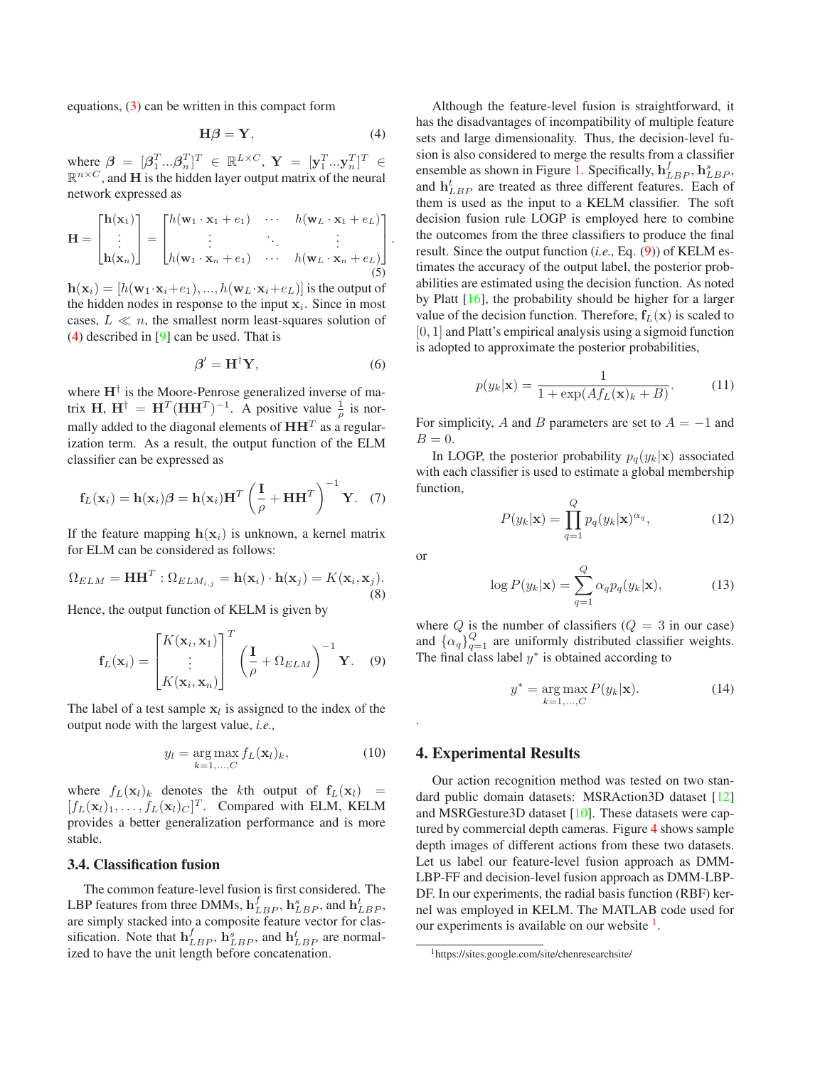equations, (3) can be written in this compact form

$$\mathbf{H}\boldsymbol{\beta} = \mathbf{Y}, \tag{4}$$

where $\boldsymbol{\beta} = [\boldsymbol{\beta}_1^T ... \boldsymbol{\beta}_n^T]^T \in \mathbb{R}^{L \times C}$, $\mathbf{Y} = [\mathbf{y}_1^T ... \mathbf{y}_n^T]^T \in \mathbb{R}^{n \times C}$, and $\mathbf{H}$ is the hidden layer output matrix of the neural network expressed as

$$\mathbf{H} = \begin{bmatrix} \mathbf{h}(\mathbf{x}_1) \\ \vdots \\ \mathbf{h}(\mathbf{x}_n) \end{bmatrix} = \begin{bmatrix} h(\mathbf{w}_1 \cdot \mathbf{x}_1 + e_1) & \cdots & h(\mathbf{w}_L \cdot \mathbf{x}_1 + e_L) \\ \vdots & \ddots & \vdots \\ h(\mathbf{w}_1 \cdot \mathbf{x}_n + e_1) & \cdots & h(\mathbf{w}_L \cdot \mathbf{x}_n + e_L) \end{bmatrix}. \tag{5}$$

$\mathbf{h}(\mathbf{x}_i) = [h(\mathbf{w}_1 \cdot \mathbf{x}_i + e_1), ..., h(\mathbf{w}_L \cdot \mathbf{x}_i + e_L)]$ is the output of the hidden nodes in response to the input $\mathbf{x}_i$. Since in most cases, $L \ll n$, the smallest norm least-squares solution of (4) described in [9] can be used. That is

$$\boldsymbol{\beta}' = \mathbf{H}^{\dagger}\mathbf{Y}, \tag{6}$$

where $\mathbf{H}^{\dagger}$ is the Moore-Penrose generalized inverse of matrix $\mathbf{H}$, $\mathbf{H}^{\dagger} = \mathbf{H}^T(\mathbf{H}\mathbf{H}^T)^{-1}$. A positive value $\frac{1}{\rho}$ is normally added to the diagonal elements of $\mathbf{H}\mathbf{H}^T$ as a regularization term. As a result, the output function of the ELM classifier can be expressed as

$$\mathbf{f}_L(\mathbf{x}_i) = \mathbf{h}(\mathbf{x}_i)\boldsymbol{\beta} = \mathbf{h}(\mathbf{x}_i)\mathbf{H}^T \left( \frac{\mathbf{I}}{\rho} + \mathbf{H}\mathbf{H}^T \right)^{-1} \mathbf{Y}. \tag{7}$$

If the feature mapping $\mathbf{h}(\mathbf{x}_i)$ is unknown, a kernel matrix for ELM can be considered as follows:

$$\Omega_{ELM} = \mathbf{H}\mathbf{H}^T : \Omega_{ELM_{i,j}} = \mathbf{h}(\mathbf{x}_i) \cdot \mathbf{h}(\mathbf{x}_j) = K(\mathbf{x}_i, \mathbf{x}_j). \tag{8}$$

Hence, the output function of KELM is given by

$$\mathbf{f}_L(\mathbf{x}_i) = \begin{bmatrix} K(\mathbf{x}_i, \mathbf{x}_1) \\ \vdots \\ K(\mathbf{x}_i, \mathbf{x}_n) \end{bmatrix}^T \left( \frac{\mathbf{I}}{\rho} + \Omega_{ELM} \right)^{-1} \mathbf{Y}. \tag{9}$$

The label of a test sample $\mathbf{x}_l$ is assigned to the index of the output node with the largest value, *i.e.,*

$$y_l = \underset{k=1,...,C}{\arg\max} f_L(\mathbf{x}_l)_k, \tag{10}$$

where $f_L(\mathbf{x}_l)_k$ denotes the $k$th output of $\mathbf{f}_L(\mathbf{x}_l) = [f_L(\mathbf{x}_l)_1, \ldots, f_L(\mathbf{x}_l)_C]^T$. Compared with ELM, KELM provides a better generalization performance and is more stable.

### 3.4. Classification fusion

The common feature-level fusion is first considered. The LBP features from three DMMs, $\mathbf{h}_{LBP}^f$, $\mathbf{h}_{LBP}^s$, and $\mathbf{h}_{LBP}^t$, are simply stacked into a composite feature vector for classification. Note that $\mathbf{h}_{LBP}^f$, $\mathbf{h}_{LBP}^s$, and $\mathbf{h}_{LBP}^t$ are normalized to have the unit length before concatenation.

Although the feature-level fusion is straightforward, it has the disadvantages of incompatibility of multiple feature sets and large dimensionality. Thus, the decision-level fusion is also considered to merge the results from a classifier ensemble as shown in Figure 1. Specifically, $\mathbf{h}_{LBP}^f$, $\mathbf{h}_{LBP}^s$, and $\mathbf{h}_{LBP}^t$ are treated as three different features. Each of them is used as the input to a KELM classifier. The soft decision fusion rule LOGP is employed here to combine the outcomes from the three classifiers to produce the final result. Since the output function (*i.e.,* Eq. (9)) of KELM estimates the accuracy of the output label, the posterior probabilities are estimated using the decision function. As noted by Platt [16], the probability should be higher for a larger value of the decision function. Therefore, $\mathbf{f}_L(\mathbf{x})$ is scaled to $[0, 1]$ and Platt's empirical analysis using a sigmoid function is adopted to approximate the posterior probabilities,

$$p(y_k|\mathbf{x}) = \frac{1}{1 + \exp(Af_L(\mathbf{x})_k + B)}. \tag{11}$$

For simplicity, $A$ and $B$ parameters are set to $A = -1$ and $B = 0$.

In LOGP, the posterior probability $p_q(y_k|\mathbf{x})$ associated with each classifier is used to estimate a global membership function,

$$P(y_k|\mathbf{x}) = \prod_{q=1}^{Q} p_q(y_k|\mathbf{x})^{\alpha_q}, \tag{12}$$

or

$$\log P(y_k|\mathbf{x}) = \sum_{q=1}^{Q} \alpha_q p_q(y_k|\mathbf{x}), \tag{13}$$

where $Q$ is the number of classifiers ($Q = 3$ in our case) and $\{\alpha_q\}_{q=1}^{Q}$ are uniformly distributed classifier weights. The final class label $y^*$ is obtained according to

$$y^* = \underset{k=1,...,C}{\arg\max} P(y_k|\mathbf{x}). \tag{14}$$

.

## 4. Experimental Results

Our action recognition method was tested on two standard public domain datasets: MSRAction3D dataset [12] and MSRGesture3D dataset [10]. These datasets were captured by commercial depth cameras. Figure 4 shows sample depth images of different actions from these two datasets. Let us label our feature-level fusion approach as DMM-LBP-FF and decision-level fusion approach as DMM-LBP-DF. In our experiments, the radial basis function (RBF) kernel was employed in KELM. The MATLAB code used for our experiments is available on our website [1].

[1] https://sites.google.com/site/chenresearchsite/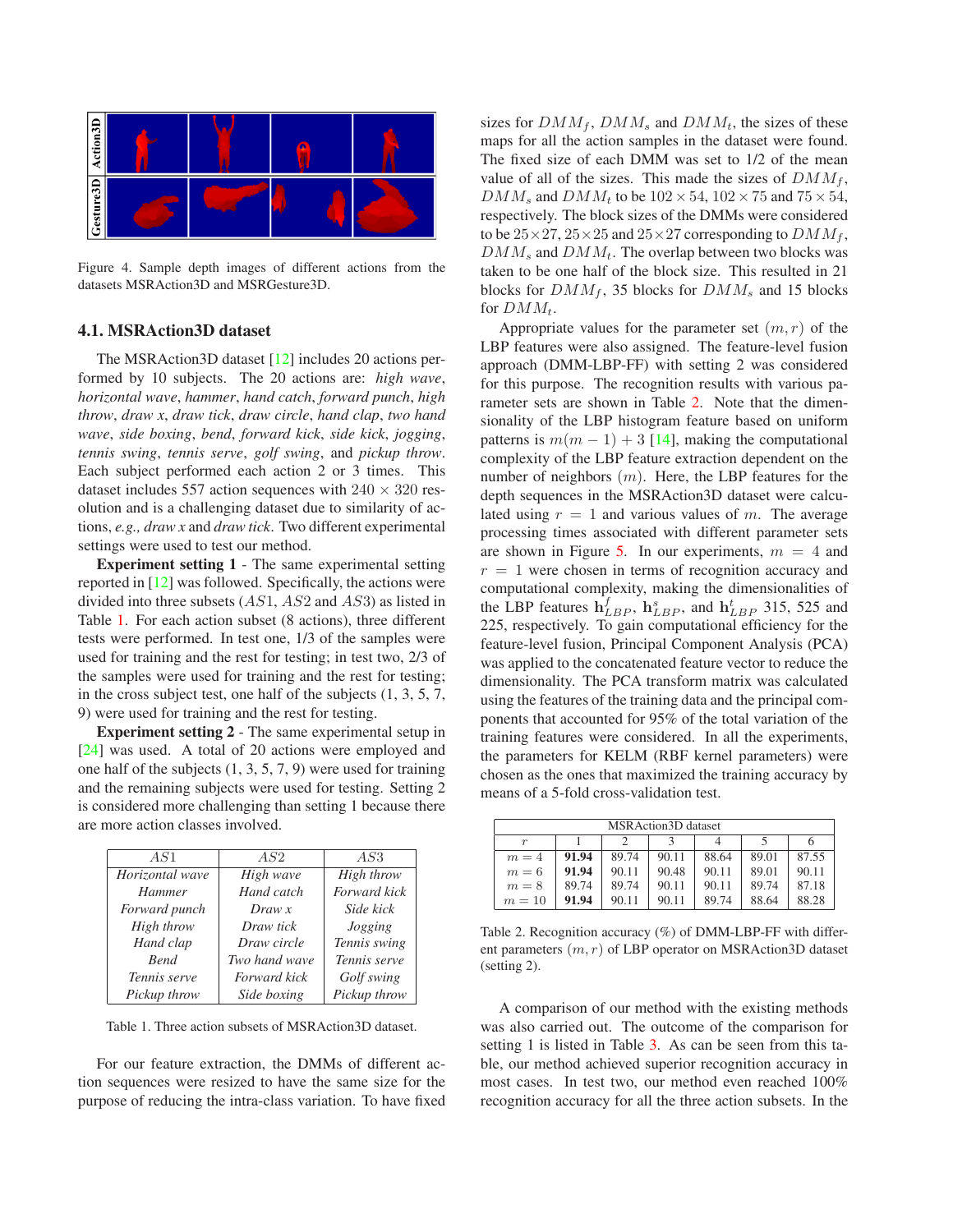Figure 4. Sample depth images of different actions from the datasets MSRAction3D and MSRGesture3D.

### 4.1. MSRAction3D dataset

The MSRAction3D dataset [12] includes 20 actions performed by 10 subjects. The 20 actions are: *high wave*, *horizontal wave*, *hammer*, *hand catch*, *forward punch*, *high throw*, *draw x*, *draw tick*, *draw circle*, *hand clap*, *two hand wave*, *side boxing*, *bend*, *forward kick*, *side kick*, *jogging*, *tennis swing*, *tennis serve*, *golf swing*, and *pickup throw*. Each subject performed each action 2 or 3 times. This dataset includes 557 action sequences with $240 \times 320$ resolution and is a challenging dataset due to similarity of actions, *e.g., draw x* and *draw tick*. Two different experimental settings were used to test our method.

**Experiment setting 1** - The same experimental setting reported in [12] was followed. Specifically, the actions were divided into three subsets ($AS1$, $AS2$ and $AS3$) as listed in Table 1. For each action subset (8 actions), three different tests were performed. In test one, 1/3 of the samples were used for training and the rest for testing; in test two, 2/3 of the samples were used for training and the rest for testing; in the cross subject test, one half of the subjects (1, 3, 5, 7, 9) were used for training and the rest for testing.

**Experiment setting 2** - The same experimental setup in [24] was used. A total of 20 actions were employed and one half of the subjects (1, 3, 5, 7, 9) were used for training and the remaining subjects were used for testing. Setting 2 is considered more challenging than setting 1 because there are more action classes involved.

| $AS1$ | $AS2$ | $AS3$ |
|---|---|---|
| *Horizontal wave* | *High wave* | *High throw* |
| *Hammer* | *Hand catch* | *Forward kick* |
| *Forward punch* | *Draw x* | *Side kick* |
| *High throw* | *Draw tick* | *Jogging* |
| *Hand clap* | *Draw circle* | *Tennis swing* |
| *Bend* | *Two hand wave* | *Tennis serve* |
| *Tennis serve* | *Forward kick* | *Golf swing* |
| *Pickup throw* | *Side boxing* | *Pickup throw* |

Table 1. Three action subsets of MSRAction3D dataset.

For our feature extraction, the DMMs of different action sequences were resized to have the same size for the purpose of reducing the intra-class variation. To have fixed sizes for $DMM_f$, $DMM_s$ and $DMM_t$, the sizes of these maps for all the action samples in the dataset were found. The fixed size of each DMM was set to 1/2 of the mean value of all of the sizes. This made the sizes of $DMM_f$, $DMM_s$ and $DMM_t$ to be $102 \times 54$, $102 \times 75$ and $75 \times 54$, respectively. The block sizes of the DMMs were considered to be $25 \times 27$, $25 \times 25$ and $25 \times 27$ corresponding to $DMM_f$, $DMM_s$ and $DMM_t$. The overlap between two blocks was taken to be one half of the block size. This resulted in 21 blocks for $DMM_f$, 35 blocks for $DMM_s$ and 15 blocks for $DMM_t$.

Appropriate values for the parameter set $(m, r)$ of the LBP features were also assigned. The feature-level fusion approach (DMM-LBP-FF) with setting 2 was considered for this purpose. The recognition results with various parameter sets are shown in Table 2. Note that the dimensionality of the LBP histogram feature based on uniform patterns is $m(m-1)+3$ [14], making the computational complexity of the LBP feature extraction dependent on the number of neighbors $(m)$. Here, the LBP features for the depth sequences in the MSRAction3D dataset were calculated using $r = 1$ and various values of $m$. The average processing times associated with different parameter sets are shown in Figure 5. In our experiments, $m = 4$ and $r = 1$ were chosen in terms of recognition accuracy and computational complexity, making the dimensionalities of the LBP features $\mathbf{h}^f_{LBP}$, $\mathbf{h}^s_{LBP}$, and $\mathbf{h}^t_{LBP}$ 315, 525 and 225, respectively. To gain computational efficiency for the feature-level fusion, Principal Component Analysis (PCA) was applied to the concatenated feature vector to reduce the dimensionality. The PCA transform matrix was calculated using the features of the training data and the principal components that accounted for 95% of the total variation of the training features were considered. In all the experiments, the parameters for KELM (RBF kernel parameters) were chosen as the ones that maximized the training accuracy by means of a 5-fold cross-validation test.

| MSRAction3D dataset | | | | | | |
|---|---|---|---|---|---|---|
| $r$ | 1 | 2 | 3 | 4 | 5 | 6 |
| $m = 4$ | **91.94** | 89.74 | 90.11 | 88.64 | 89.01 | 87.55 |
| $m = 6$ | **91.94** | 90.11 | 90.48 | 90.11 | 89.01 | 90.11 |
| $m = 8$ | 89.74 | 89.74 | 90.11 | 90.11 | 89.74 | 87.18 |
| $m = 10$ | **91.94** | 90.11 | 90.11 | 89.74 | 88.64 | 88.28 |

Table 2. Recognition accuracy (%) of DMM-LBP-FF with different parameters $(m, r)$ of LBP operator on MSRAction3D dataset (setting 2).

A comparison of our method with the existing methods was also carried out. The outcome of the comparison for setting 1 is listed in Table 3. As can be seen from this table, our method achieved superior recognition accuracy in most cases. In test two, our method even reached 100% recognition accuracy for all the three action subsets. In the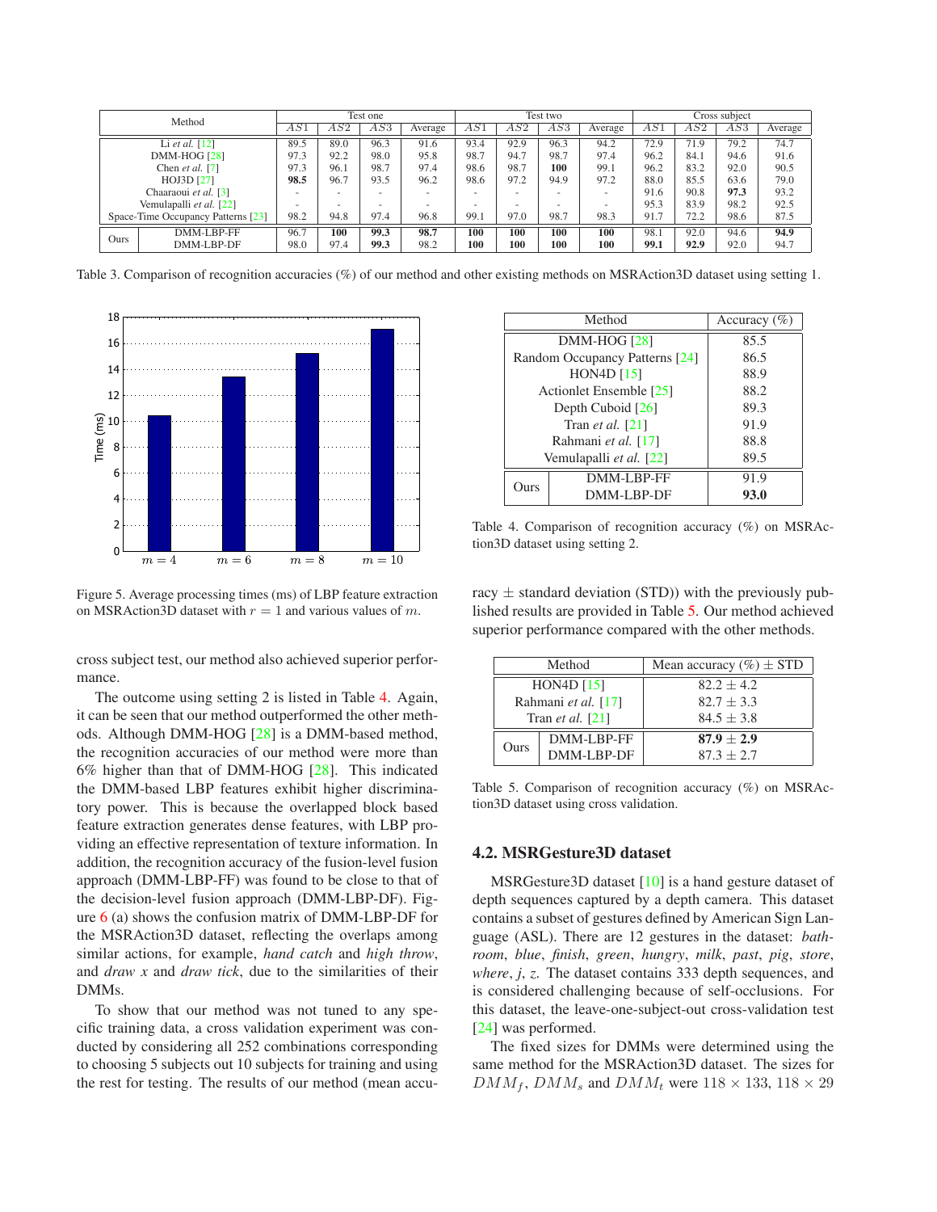| Method | | Test one | | | | Test two | | | | Cross subject | | | |
|---|---|---|---|---|---|---|---|---|---|---|---|---|---|
| | | $AS1$ | $AS2$ | $AS3$ | Average | $AS1$ | $AS2$ | $AS3$ | Average | $AS1$ | $AS2$ | $AS3$ | Average |
| Li *et al.* [12] | | 89.5 | 89.0 | 96.3 | 91.6 | 93.4 | 92.9 | 96.3 | 94.2 | 72.9 | 71.9 | 79.2 | 74.7 |
| DMM-HOG [28] | | 97.3 | 92.2 | 98.0 | 95.8 | 98.7 | 94.7 | 98.7 | 97.4 | 96.2 | 84.1 | 94.6 | 91.6 |
| Chen *et al.* [7] | | 97.3 | 96.1 | 98.7 | 97.4 | 98.6 | 98.7 | **100** | 99.1 | 96.2 | 83.2 | 92.0 | 90.5 |
| HOJ3D [27] | | **98.5** | 96.7 | 93.5 | 96.2 | 98.6 | 97.2 | 94.9 | 97.2 | 88.0 | 85.5 | 63.6 | 79.0 |
| Chaaraoui *et al.* [3] | | - | - | - | - | - | - | - | - | 91.6 | 90.8 | **97.3** | 93.2 |
| Vemulapalli *et al.* [22] | | - | - | - | - | - | - | - | - | 95.3 | 83.9 | 98.2 | 92.5 |
| Space-Time Occupancy Patterns [23] | | 98.2 | 94.8 | 97.4 | 96.8 | 99.1 | 97.0 | 98.7 | 98.3 | 91.7 | 72.2 | 98.6 | 87.5 |
| Ours | DMM-LBP-FF | 96.7 | **100** | **99.3** | **98.7** | **100** | **100** | **100** | **100** | 98.1 | 92.0 | 94.6 | **94.9** |
| | DMM-LBP-DF | 98.0 | 97.4 | **99.3** | 98.2 | **100** | **100** | **100** | **100** | **99.1** | **92.9** | 92.0 | 94.7 |

Table 3. Comparison of recognition accuracies (%) of our method and other existing methods on MSRAction3D dataset using setting 1.

| $m$ | Time (ms) |
|---|---|
| $m = 4$ | ≈10.4 |
| $m = 6$ | ≈13.4 |
| $m = 8$ | ≈15.2 |
| $m = 10$ | ≈17.0 |

Figure 5. Average processing times (ms) of LBP feature extraction on MSRAction3D dataset with $r = 1$ and various values of $m$.

cross subject test, our method also achieved superior performance.

The outcome using setting 2 is listed in Table 4. Again, it can be seen that our method outperformed the other methods. Although DMM-HOG [28] is a DMM-based method, the recognition accuracies of our method were more than 6% higher than that of DMM-HOG [28]. This indicated the DMM-based LBP features exhibit higher discriminatory power. This is because the overlapped block based feature extraction generates dense features, with LBP providing an effective representation of texture information. In addition, the recognition accuracy of the fusion-level fusion approach (DMM-LBP-FF) was found to be close to that of the decision-level fusion approach (DMM-LBP-DF). Figure 6 (a) shows the confusion matrix of DMM-LBP-DF for the MSRAction3D dataset, reflecting the overlaps among similar actions, for example, *hand catch* and *high throw*, and *draw x* and *draw tick*, due to the similarities of their DMMs.

To show that our method was not tuned to any specific training data, a cross validation experiment was conducted by considering all 252 combinations corresponding to choosing 5 subjects out 10 subjects for training and using the rest for testing. The results of our method (mean accuracy $\pm$ standard deviation (STD)) with the previously published results are provided in Table 5. Our method achieved superior performance compared with the other methods.

| Method | | Accuracy (%) |
|---|---|---|
| DMM-HOG [28] | | 85.5 |
| Random Occupancy Patterns [24] | | 86.5 |
| HON4D [15] | | 88.9 |
| Actionlet Ensemble [25] | | 88.2 |
| Depth Cuboid [26] | | 89.3 |
| Tran *et al.* [21] | | 91.9 |
| Rahmani *et al.* [17] | | 88.8 |
| Vemulapalli *et al.* [22] | | 89.5 |
| Ours | DMM-LBP-FF | 91.9 |
| | DMM-LBP-DF | **93.0** |

Table 4. Comparison of recognition accuracy (%) on MSRAction3D dataset using setting 2.

| Method | | Mean accuracy (%) $\pm$ STD |
|---|---|---|
| HON4D [15] | | $82.2 \pm 4.2$ |
| Rahmani *et al.* [17] | | $82.7 \pm 3.3$ |
| Tran *et al.* [21] | | $84.5 \pm 3.8$ |
| Ours | DMM-LBP-FF | $\mathbf{87.9 \pm 2.9}$ |
| | DMM-LBP-DF | $87.3 \pm 2.7$ |

Table 5. Comparison of recognition accuracy (%) on MSRAction3D dataset using cross validation.

## 4.2. MSRGesture3D dataset

MSRGesture3D dataset [10] is a hand gesture dataset of depth sequences captured by a depth camera. This dataset contains a subset of gestures defined by American Sign Language (ASL). There are 12 gestures in the dataset: *bathroom*, *blue*, *finish*, *green*, *hungry*, *milk*, *past*, *pig*, *store*, *where*, *j*, *z*. The dataset contains 333 depth sequences, and is considered challenging because of self-occlusions. For this dataset, the leave-one-subject-out cross-validation test [24] was performed.

The fixed sizes for DMMs were determined using the same method for the MSRAction3D dataset. The sizes for $DMM_f$, $DMM_s$ and $DMM_t$ were $118 \times 133$, $118 \times 29$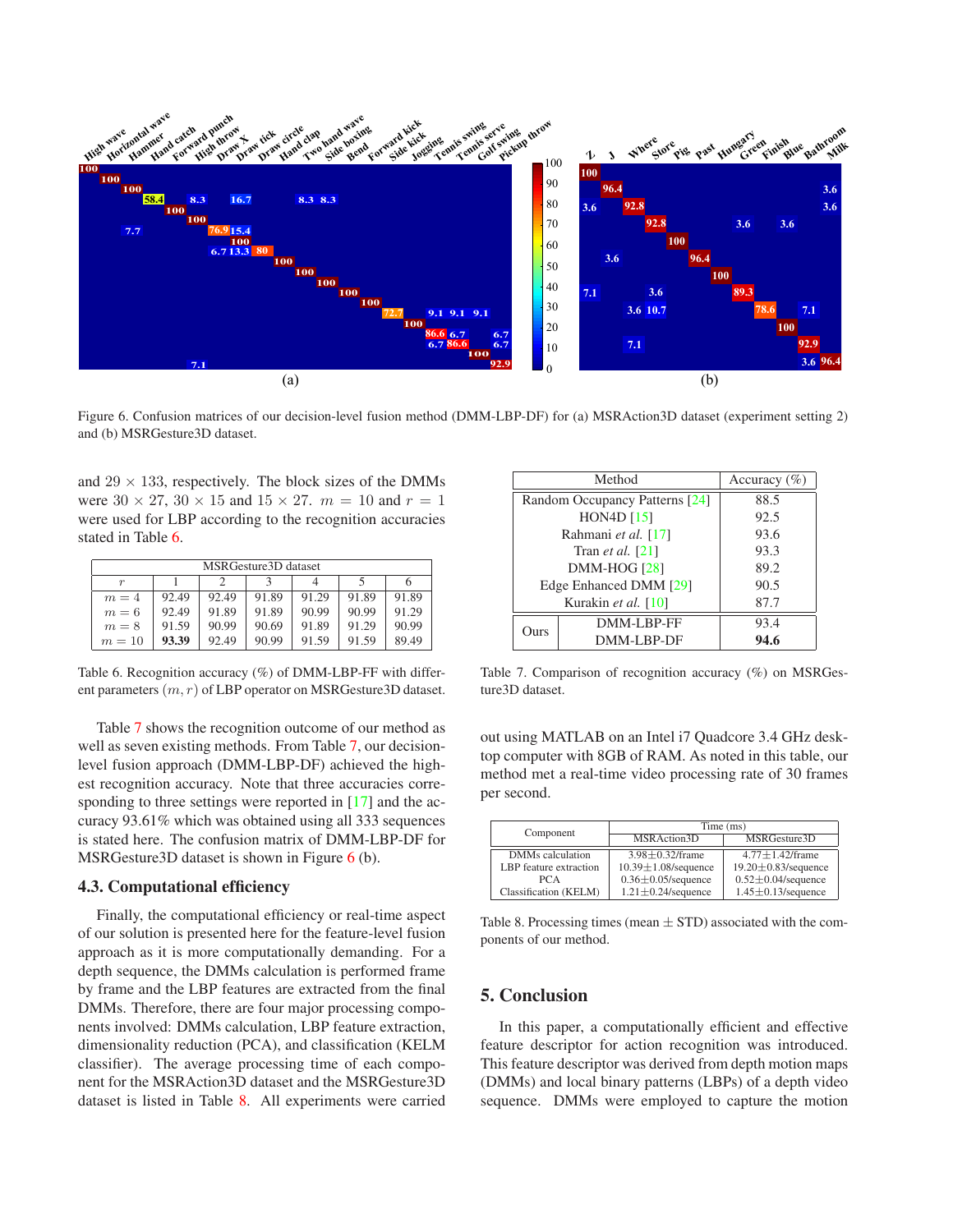Figure 6. Confusion matrices of our decision-level fusion method (DMM-LBP-DF) for (a) MSRAction3D dataset (experiment setting 2) and (b) MSRGesture3D dataset.

and 29 × 133, respectively. The block sizes of the DMMs were 30 × 27, 30 × 15 and 15 × 27. $m = 10$ and $r = 1$ were used for LBP according to the recognition accuracies stated in Table 6.

| MSRGesture3D dataset | | | | | | |
|---|---|---|---|---|---|---|
| $r$ | 1 | 2 | 3 | 4 | 5 | 6 |
| $m = 4$ | 92.49 | 92.49 | 91.89 | 91.29 | 91.89 | 91.89 |
| $m = 6$ | 92.49 | 91.89 | 91.89 | 90.99 | 90.99 | 91.29 |
| $m = 8$ | 91.59 | 90.99 | 90.69 | 91.89 | 91.29 | 90.99 |
| $m = 10$ | **93.39** | 92.49 | 90.99 | 91.59 | 91.59 | 89.49 |

Table 6. Recognition accuracy (%) of DMM-LBP-FF with different parameters $(m, r)$ of LBP operator on MSRGesture3D dataset.

Table 7 shows the recognition outcome of our method as well as seven existing methods. From Table 7, our decision-level fusion approach (DMM-LBP-DF) achieved the highest recognition accuracy. Note that three accuracies corresponding to three settings were reported in [17] and the accuracy 93.61% which was obtained using all 333 sequences is stated here. The confusion matrix of DMM-LBP-DF for MSRGesture3D dataset is shown in Figure 6 (b).

### 4.3. Computational efficiency

Finally, the computational efficiency or real-time aspect of our solution is presented here for the feature-level fusion approach as it is more computationally demanding. For a depth sequence, the DMMs calculation is performed frame by frame and the LBP features are extracted from the final DMMs. Therefore, there are four major processing components involved: DMMs calculation, LBP feature extraction, dimensionality reduction (PCA), and classification (KELM classifier). The processing time of each component for the MSRAction3D dataset and the MSRGesture3D dataset is listed in Table 8. All experiments were carried out using MATLAB on an Intel i7 Quadcore 3.4 GHz desktop computer with 8GB of RAM. As noted in this table, our method met a real-time video processing rate of 30 frames per second.

| Method | | Accuracy (%) |
|---|---|---|
| Random Occupancy Patterns [24] | | 88.5 |
| HON4D [15] | | 92.5 |
| Rahmani *et al.* [17] | | 93.6 |
| Tran *et al.* [21] | | 93.3 |
| DMM-HOG [28] | | 89.2 |
| Edge Enhanced DMM [29] | | 90.5 |
| Kurakin *et al.* [10] | | 87.7 |
| Ours | DMM-LBP-FF | 93.4 |
| | DMM-LBP-DF | **94.6** |

Table 7. Comparison of recognition accuracy (%) on MSRGesture3D dataset.

| Component | Time (ms) | |
|---|---|---|
| | MSRAction3D | MSRGesture3D |
| DMMs calculation | 3.98±0.32/frame | 4.77±1.42/frame |
| LBP feature extraction | 10.39±1.08/sequence | 19.20±0.83/sequence |
| PCA | 0.36±0.05/sequence | 0.52±0.04/sequence |
| Classification (KELM) | 1.21±0.24/sequence | 1.45±0.13/sequence |

Table 8. Processing times (mean ± STD) associated with the components of our method.

## 5. Conclusion

In this paper, a computationally efficient and effective feature descriptor for action recognition was introduced. This feature descriptor was derived from depth motion maps (DMMs) and local binary patterns (LBPs) of a depth video sequence. DMMs were employed to capture the motion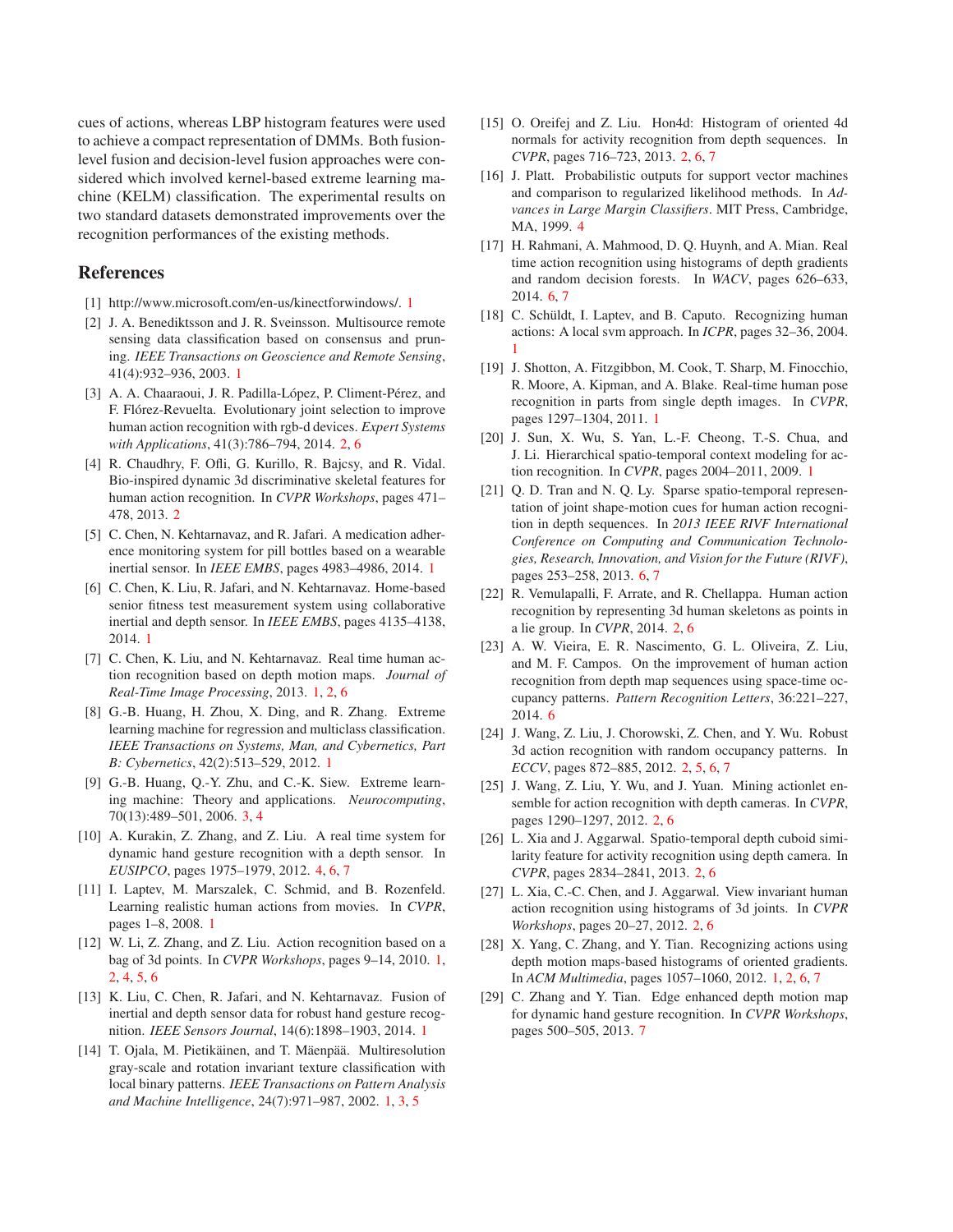cues of actions, whereas LBP histogram features were used to achieve a compact representation of DMMs. Both fusion-level fusion and decision-level fusion approaches were considered which involved kernel-based extreme learning machine (KELM) classification. The experimental results on two standard datasets demonstrated improvements over the recognition performances of the existing methods.

## References

[1] http://www.microsoft.com/en-us/kinectforwindows/. 1

[2] J. A. Benediktsson and J. R. Sveinsson. Multisource remote sensing data classification based on consensus and pruning. *IEEE Transactions on Geoscience and Remote Sensing*, 41(4):932–936, 2003. 1

[3] A. A. Chaaraoui, J. R. Padilla-López, P. Climent-Pérez, and F. Flórez-Revuelta. Evolutionary joint selection to improve human action recognition with rgb-d devices. *Expert Systems with Applications*, 41(3):786–794, 2014. 2, 6

[4] R. Chaudhry, F. Ofli, G. Kurillo, R. Bajcsy, and R. Vidal. Bio-inspired dynamic 3d discriminative skeletal features for human action recognition. In *CVPR Workshops*, pages 471–478, 2013. 2

[5] C. Chen, N. Kehtarnavaz, and R. Jafari. A medication adherence monitoring system for pill bottles based on a wearable inertial sensor. In *IEEE EMBS*, pages 4983–4986, 2014. 1

[6] C. Chen, K. Liu, R. Jafari, and N. Kehtarnavaz. Home-based senior fitness test measurement system using collaborative inertial and depth sensor. In *IEEE EMBS*, pages 4135–4138, 2014. 1

[7] C. Chen, K. Liu, and N. Kehtarnavaz. Real time human action recognition based on depth motion maps. *Journal of Real-Time Image Processing*, 2013. 1, 2, 6

[8] G.-B. Huang, H. Zhou, X. Ding, and R. Zhang. Extreme learning machine for regression and multiclass classification. *IEEE Transactions on Systems, Man, and Cybernetics, Part B: Cybernetics*, 42(2):513–529, 2012. 1

[9] G.-B. Huang, Q.-Y. Zhu, and C.-K. Siew. Extreme learning machine: Theory and applications. *Neurocomputing*, 70(13):489–501, 2006. 3, 4

[10] A. Kurakin, Z. Zhang, and Z. Liu. A real time system for dynamic hand gesture recognition with a depth sensor. In *EUSIPCO*, pages 1975–1979, 2012. 4, 6, 7

[11] I. Laptev, M. Marszalek, C. Schmid, and B. Rozenfeld. Learning realistic human actions from movies. In *CVPR*, pages 1–8, 2008. 1

[12] W. Li, Z. Zhang, and Z. Liu. Action recognition based on a bag of 3d points. In *CVPR Workshops*, pages 9–14, 2010. 1, 2, 4, 5, 6

[13] K. Liu, C. Chen, R. Jafari, and N. Kehtarnavaz. Fusion of inertial and depth sensor data for robust hand gesture recognition. *IEEE Sensors Journal*, 14(6):1898–1903, 2014. 1

[14] T. Ojala, M. Pietikäinen, and T. Mäenpää. Multiresolution gray-scale and rotation invariant texture classification with local binary patterns. *IEEE Transactions on Pattern Analysis and Machine Intelligence*, 24(7):971–987, 2002. 1, 3, 5

[15] O. Oreifej and Z. Liu. Hon4d: Histogram of oriented 4d normals for activity recognition from depth sequences. In *CVPR*, pages 716–723, 2013. 2, 6, 7

[16] J. Platt. Probabilistic outputs for support vector machines and comparison to regularized likelihood methods. In *Advances in Large Margin Classifiers*. MIT Press, Cambridge, MA, 1999. 4

[17] H. Rahmani, A. Mahmood, D. Q. Huynh, and A. Mian. Real time action recognition using histograms of depth gradients and random decision forests. In *WACV*, pages 626–633, 2014. 6, 7

[18] C. Schüldt, I. Laptev, and B. Caputo. Recognizing human actions: A local svm approach. In *ICPR*, pages 32–36, 2004. 1

[19] J. Shotton, A. Fitzgibbon, M. Cook, T. Sharp, M. Finocchio, R. Moore, A. Kipman, and A. Blake. Real-time human pose recognition in parts from single depth images. In *CVPR*, pages 1297–1304, 2011. 1

[20] J. Sun, X. Wu, S. Yan, L.-F. Cheong, T.-S. Chua, and J. Li. Hierarchical spatio-temporal context modeling for action recognition. In *CVPR*, pages 2004–2011, 2009. 1

[21] Q. D. Tran and N. Q. Ly. Sparse spatio-temporal representation of joint shape-motion cues for human action recognition in depth sequences. In *2013 IEEE RIVF International Conference on Computing and Communication Technologies, Research, Innovation, and Vision for the Future (RIVF)*, pages 253–258, 2013. 6, 7

[22] R. Vemulapalli, F. Arrate, and R. Chellappa. Human action recognition by representing 3d human skeletons as points in a lie group. In *CVPR*, 2014. 2, 6

[23] A. W. Vieira, E. R. Nascimento, G. L. Oliveira, Z. Liu, and M. F. Campos. On the improvement of human action recognition from depth map sequences using space-time occupancy patterns. *Pattern Recognition Letters*, 36:221–227, 2014. 6

[24] J. Wang, Z. Liu, J. Chorowski, Z. Chen, and Y. Wu. Robust 3d action recognition with random occupancy patterns. In *ECCV*, pages 872–885, 2012. 2, 5, 6, 7

[25] J. Wang, Z. Liu, Y. Wu, and J. Yuan. Mining actionlet ensemble for action recognition with depth cameras. In *CVPR*, pages 1290–1297, 2012. 2, 6

[26] L. Xia and J. Aggarwal. Spatio-temporal depth cuboid similarity feature for activity recognition using depth camera. In *CVPR*, pages 2834–2841, 2013. 2, 6

[27] L. Xia, C.-C. Chen, and J. Aggarwal. View invariant human action recognition using histograms of 3d joints. In *CVPR Workshops*, pages 20–27, 2012. 2, 6

[28] X. Yang, C. Zhang, and Y. Tian. Recognizing actions using depth motion maps-based histograms of oriented gradients. In *ACM Multimedia*, pages 1057–1060, 2012. 1, 2, 6, 7

[29] C. Zhang and Y. Tian. Edge enhanced depth motion map for dynamic hand gesture recognition. In *CVPR Workshops*, pages 500–505, 2013. 7